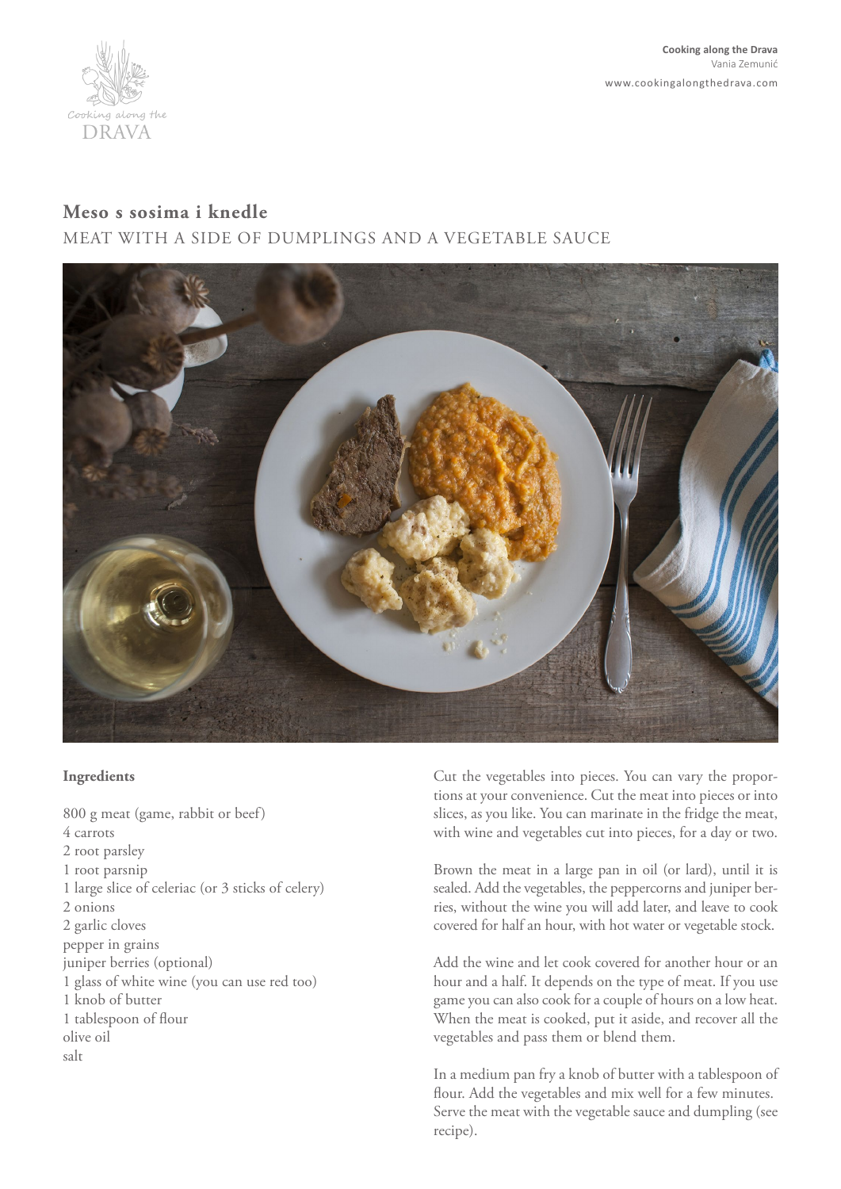# Meso s sosima i knedle

## MEAT WITH A SIDE OF DUMPLINGS AND A VEGETABLE SAUCE

**Ingredients**

800 g meat (game, rabbit or beef)
4 carrots
2 root parsley
1 root parsnip
1 large slice of celeriac (or 3 sticks of celery)
2 onions
2 garlic cloves
pepper in grains
juniper berries (optional)
1 glass of white wine (you can use red too)
1 knob of butter
1 tablespoon of flour
olive oil
salt

Cut the vegetables into pieces. You can vary the proportions at your convenience. Cut the meat into pieces or into slices, as you like. You can marinate in the fridge the meat, with wine and vegetables cut into pieces, for a day or two.

Brown the meat in a large pan in oil (or lard), until it is sealed. Add the vegetables, the peppercorns and juniper berries, without the wine you will add later, and leave to cook covered for half an hour, with hot water or vegetable stock.

Add the wine and let cook covered for another hour or an hour and a half. It depends on the type of meat. If you use game you can also cook for a couple of hours on a low heat. When the meat is cooked, put it aside, and recover all the vegetables and pass them or blend them.

In a medium pan fry a knob of butter with a tablespoon of flour. Add the vegetables and mix well for a few minutes. Serve the meat with the vegetable sauce and dumpling (see recipe).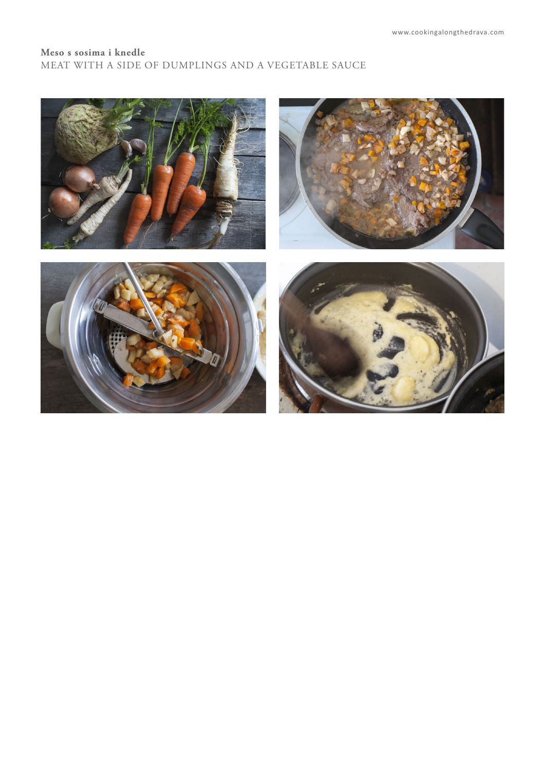**Meso s sosima i knedle**

MEAT WITH A SIDE OF DUMPLINGS AND A VEGETABLE SAUCE